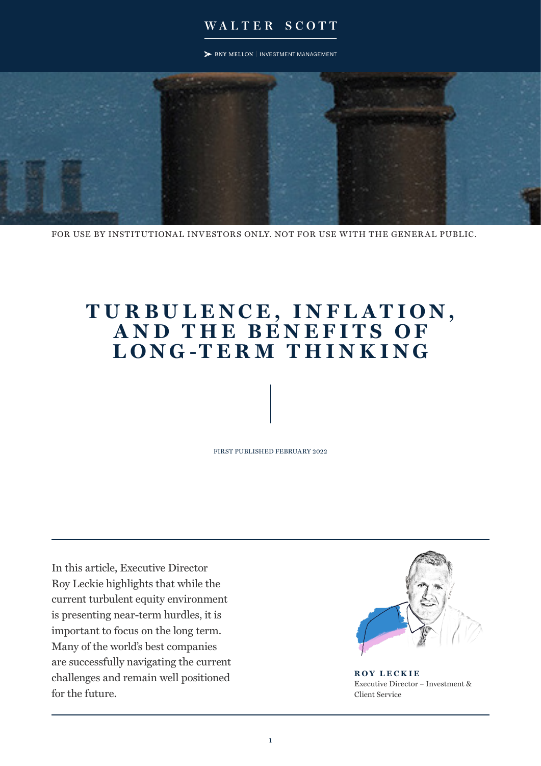WALTER SCOTT

BNY MELLON | INVESTMENT MANAGEMENT

FOR USE BY INSTITUTIONAL INVESTORS ONLY. NOT FOR USE WITH THE GENERAL PUBLIC.

# TURBULENCE, INFLATION, AND THE BENEFITS OF LONG-TERM THINKING

FIRST PUBLISHED FEBRUARY 2022

In this article, Executive Director Roy Leckie highlights that while the current turbulent equity environment is presenting near-term hurdles, it is important to focus on the long term. Many of the world's best companies are successfully navigating the current challenges and remain well positioned for the future.

**ROY LECKIE**
Executive Director – Investment & Client Service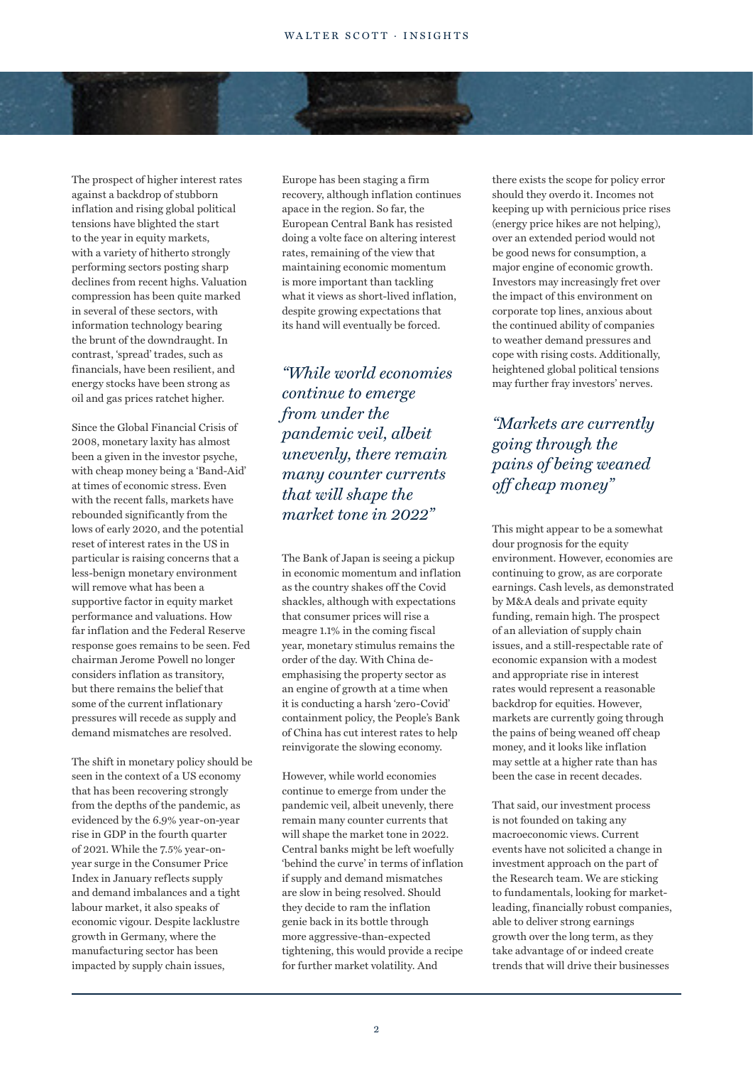The prospect of higher interest rates against a backdrop of stubborn inflation and rising global political tensions have blighted the start to the year in equity markets, with a variety of hitherto strongly performing sectors posting sharp declines from recent highs. Valuation compression has been quite marked in several of these sectors, with information technology bearing the brunt of the downdraught. In contrast, 'spread' trades, such as financials, have been resilient, and energy stocks have been strong as oil and gas prices ratchet higher.

Since the Global Financial Crisis of 2008, monetary laxity has almost been a given in the investor psyche, with cheap money being a 'Band-Aid' at times of economic stress. Even with the recent falls, markets have rebounded significantly from the lows of early 2020, and the potential reset of interest rates in the US in particular is raising concerns that a less-benign monetary environment will remove what has been a supportive factor in equity market performance and valuations. How far inflation and the Federal Reserve response goes remains to be seen. Fed chairman Jerome Powell no longer considers inflation as transitory, but there remains the belief that some of the current inflationary pressures will recede as supply and demand mismatches are resolved.

The shift in monetary policy should be seen in the context of a US economy that has been recovering strongly from the depths of the pandemic, as evidenced by the 6.9% year-on-year rise in GDP in the fourth quarter of 2021. While the 7.5% year-on-year surge in the Consumer Price Index in January reflects supply and demand imbalances and a tight labour market, it also speaks of economic vigour. Despite lacklustre growth in Germany, where the manufacturing sector has been impacted by supply chain issues, Europe has been staging a firm recovery, although inflation continues apace in the region. So far, the European Central Bank has resisted doing a volte face on altering interest rates, remaining of the view that maintaining economic momentum is more important than tackling what it views as short-lived inflation, despite growing expectations that its hand will eventually be forced.

> *"While world economies continue to emerge from under the pandemic veil, albeit unevenly, there remain many counter currents that will shape the market tone in 2022"*

The Bank of Japan is seeing a pickup in economic momentum and inflation as the country shakes off the Covid shackles, although with expectations that consumer prices will rise a meagre 1.1% in the coming fiscal year, monetary stimulus remains the order of the day. With China de-emphasising the property sector as an engine of growth at a time when it is conducting a harsh 'zero-Covid' containment policy, the People's Bank of China has cut interest rates to help reinvigorate the slowing economy.

However, while world economies continue to emerge from under the pandemic veil, albeit unevenly, there remain many counter currents that will shape the market tone in 2022. Central banks might be left woefully 'behind the curve' in terms of inflation if supply and demand mismatches are slow in being resolved. Should they decide to ram the inflation genie back in its bottle through more aggressive-than-expected tightening, this would provide a recipe for further market volatility. And there exists the scope for policy error should they overdo it. Incomes not keeping up with pernicious price rises (energy price hikes are not helping), over an extended period would not be good news for consumption, a major engine of economic growth. Investors may increasingly fret over the impact of this environment on corporate top lines, anxious about the continued ability of companies to weather demand pressures and cope with rising costs. Additionally, heightened global political tensions may further fray investors' nerves.

> *"Markets are currently going through the pains of being weaned off cheap money"*

This might appear to be a somewhat dour prognosis for the equity environment. However, economies are continuing to grow, as are corporate earnings. Cash levels, as demonstrated by M&A deals and private equity funding, remain high. The prospect of an alleviation of supply chain issues, and a still-respectable rate of economic expansion with a modest and appropriate rise in interest rates would represent a reasonable backdrop for equities. However, markets are currently going through the pains of being weaned off cheap money, and it looks like inflation may settle at a higher rate than has been the case in recent decades.

That said, our investment process is not founded on taking any macroeconomic views. Current events have not solicited a change in investment approach on the part of the Research team. We are sticking to fundamentals, looking for market-leading, financially robust companies, able to deliver strong earnings growth over the long term, as they take advantage of or indeed create trends that will drive their businesses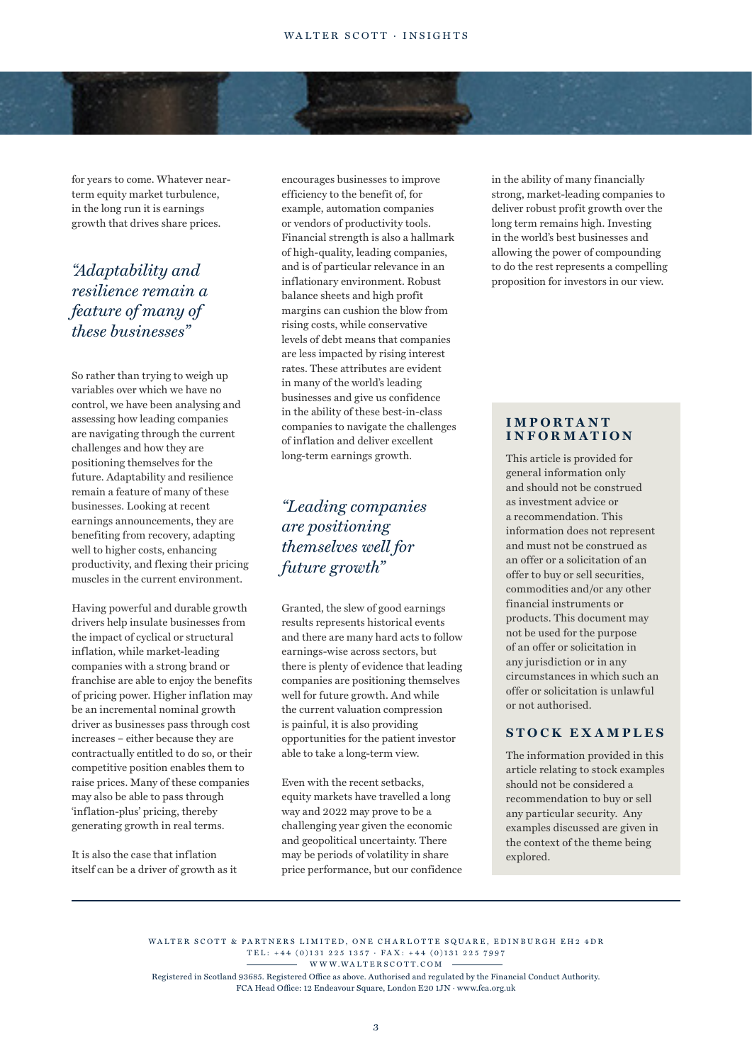for years to come. Whatever near-term equity market turbulence, in the long run it is earnings growth that drives share prices.

> *"Adaptability and resilience remain a feature of many of these businesses"*

So rather than trying to weigh up variables over which we have no control, we have been analysing and assessing how leading companies are navigating through the current challenges and how they are positioning themselves for the future. Adaptability and resilience remain a feature of many of these businesses. Looking at recent earnings announcements, they are benefiting from recovery, adapting well to higher costs, enhancing productivity, and flexing their pricing muscles in the current environment.

Having powerful and durable growth drivers help insulate businesses from the impact of cyclical or structural inflation, while market-leading companies with a strong brand or franchise are able to enjoy the benefits of pricing power. Higher inflation may be an incremental nominal growth driver as businesses pass through cost increases – either because they are contractually entitled to do so, or their competitive position enables them to raise prices. Many of these companies may also be able to pass through 'inflation-plus' pricing, thereby generating growth in real terms.

It is also the case that inflation itself can be a driver of growth as it encourages businesses to improve efficiency to the benefit of, for example, automation companies or vendors of productivity tools. Financial strength is also a hallmark of high-quality, leading companies, and is of particular relevance in an inflationary environment. Robust balance sheets and high profit margins can cushion the blow from rising costs, while conservative levels of debt means that companies are less impacted by rising interest rates. These attributes are evident in many of the world's leading businesses and give us confidence in the ability of these best-in-class companies to navigate the challenges of inflation and deliver excellent long-term earnings growth.

> *"Leading companies are positioning themselves well for future growth"*

Granted, the slew of good earnings results represents historical events and there are many hard acts to follow earnings-wise across sectors, but there is plenty of evidence that leading companies are positioning themselves well for future growth. And while the current valuation compression is painful, it is also providing opportunities for the patient investor able to take a long-term view.

Even with the recent setbacks, equity markets have travelled a long way and 2022 may prove to be a challenging year given the economic and geopolitical uncertainty. There may be periods of volatility in share price performance, but our confidence in the ability of many financially strong, market-leading companies to deliver robust profit growth over the long term remains high. Investing in the world's best businesses and allowing the power of compounding to do the rest represents a compelling proposition for investors in our view.

## IMPORTANT INFORMATION

This article is provided for general information only and should not be construed as investment advice or a recommendation. This information does not represent and must not be construed as an offer or a solicitation of an offer to buy or sell securities, commodities and/or any other financial instruments or products. This document may not be used for the purpose of an offer or solicitation in any jurisdiction or in any circumstances in which such an offer or solicitation is unlawful or not authorised.

## STOCK EXAMPLES

The information provided in this article relating to stock examples should not be considered a recommendation to buy or sell any particular security. Any examples discussed are given in the context of the theme being explored.

---

WALTER SCOTT & PARTNERS LIMITED, ONE CHARLOTTE SQUARE, EDINBURGH EH2 4DR
TEL: +44 (0)131 225 1357 · FAX: +44 (0)131 225 7997
WWW.WALTERSCOTT.COM

Registered in Scotland 93685. Registered Office as above. Authorised and regulated by the Financial Conduct Authority.
FCA Head Office: 12 Endeavour Square, London E20 1JN · www.fca.org.uk